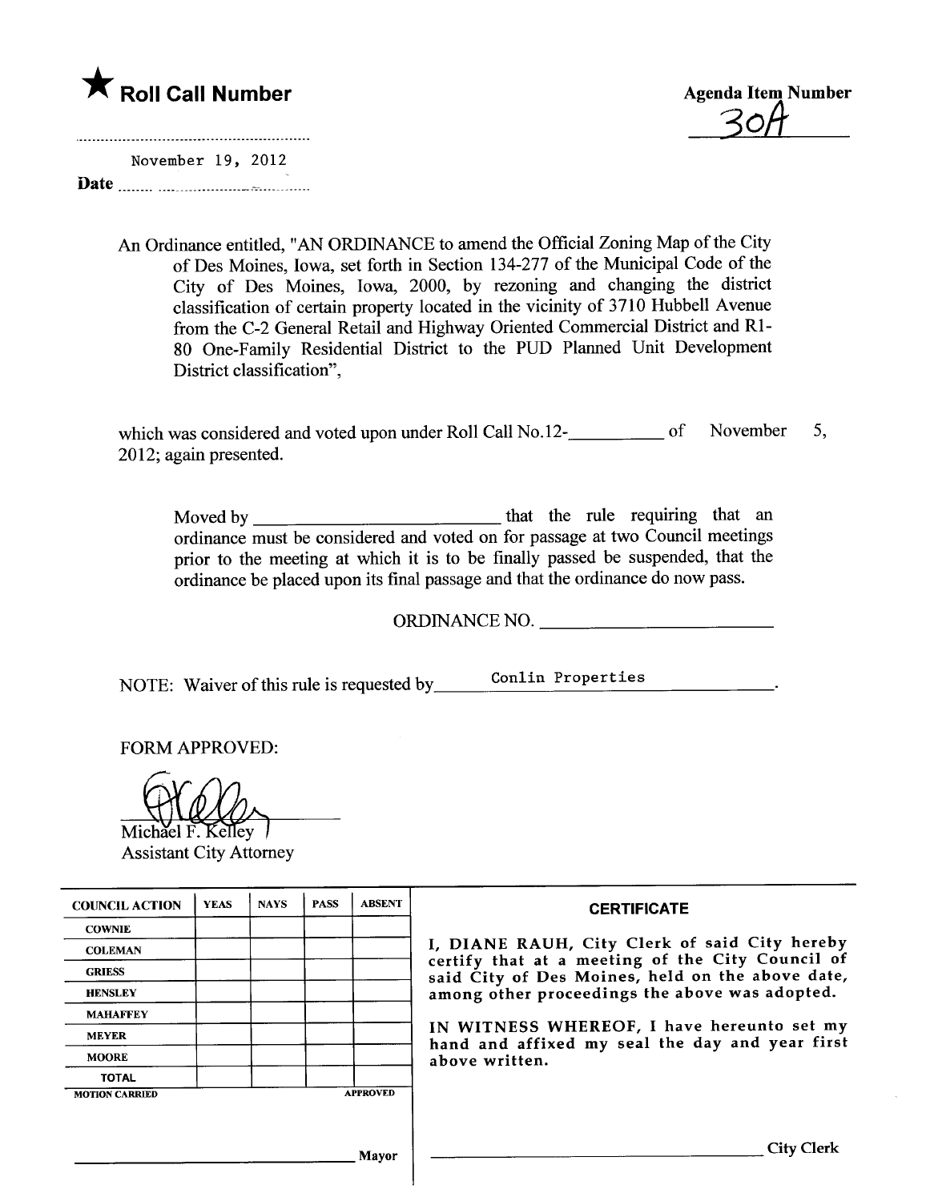★ **Roll Call Number**

**Agenda Item Number**

30A

November 19, 2012

**Date** ................................

An Ordinance entitled, "AN ORDINANCE to amend the Official Zoning Map of the City of Des Moines, Iowa, set forth in Section 134-277 of the Municipal Code of the City of Des Moines, Iowa, 2000, by rezoning and changing the district classification of certain property located in the vicinity of 3710 Hubbell Avenue from the C-2 General Retail and Highway Oriented Commercial District and R1-80 One-Family Residential District to the PUD Planned Unit Development District classification",

which was considered and voted upon under Roll Call No.12-__________ of November 5, 2012; again presented.

Moved by __________________________ that the rule requiring that an ordinance must be considered and voted on for passage at two Council meetings prior to the meeting at which it is to be finally passed be suspended, that the ordinance be placed upon its final passage and that the ordinance do now pass.

ORDINANCE NO. __________________________

NOTE: Waiver of this rule is requested by Conlin Properties.

FORM APPROVED:

Michael F. Kelley
Assistant City Attorney

| COUNCIL ACTION | YEAS | NAYS | PASS | ABSENT |
|---|---|---|---|---|
| COWNIE | | | | |
| COLEMAN | | | | |
| GRIESS | | | | |
| HENSLEY | | | | |
| MAHAFFEY | | | | |
| MEYER | | | | |
| MOORE | | | | |
| TOTAL | | | | |
| MOTION CARRIED | | | | APPROVED |

__________________________ Mayor

**CERTIFICATE**

I, DIANE RAUH, City Clerk of said City hereby certify that at a meeting of the City Council of said City of Des Moines, held on the above date, among other proceedings the above was adopted.

IN WITNESS WHEREOF, I have hereunto set my hand and affixed my seal the day and year first above written.

__________________________ City Clerk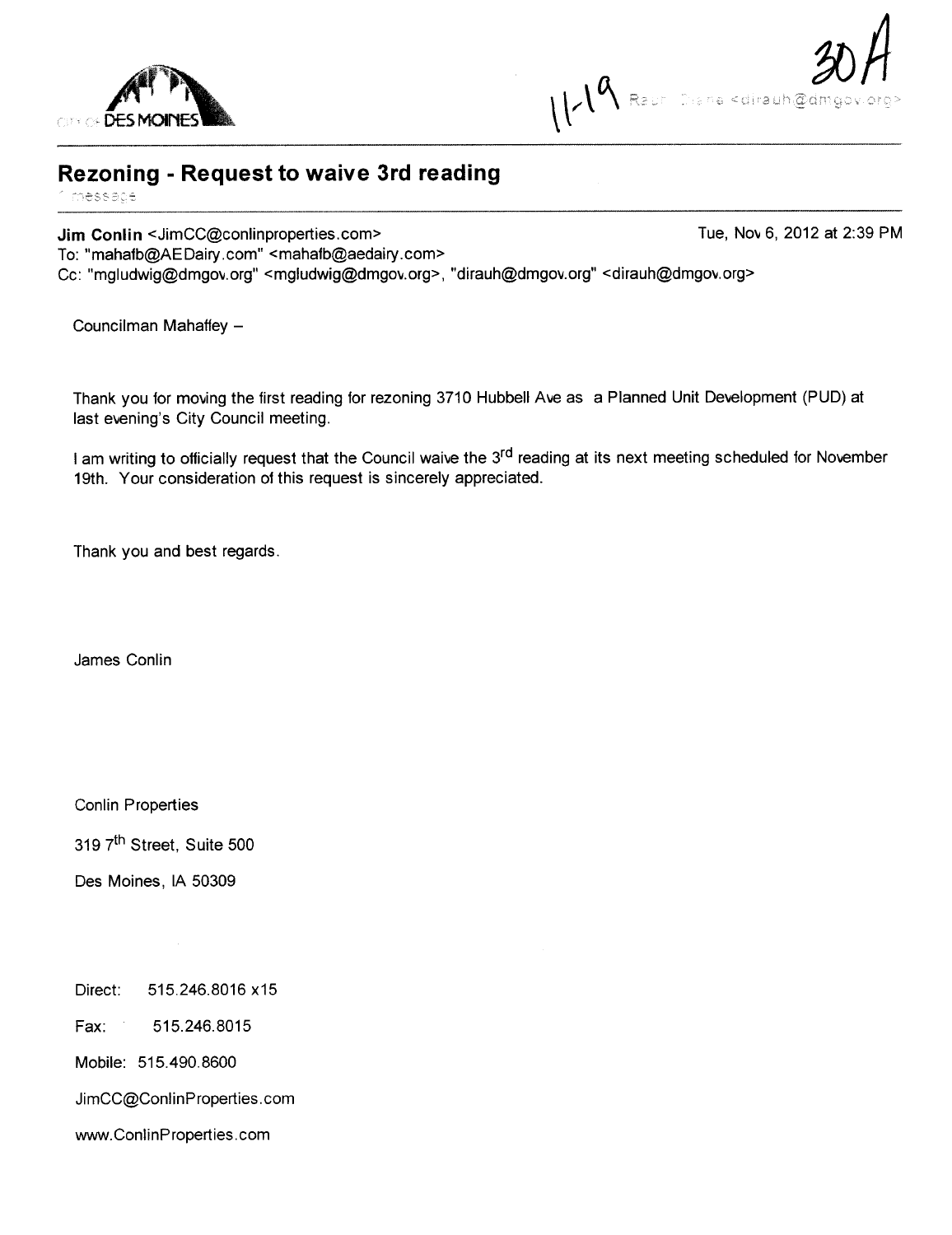DES MOINES

11-19 Rauh, Diana <dirauh@dmgov.org>

30A

## Rezoning - Request to waive 3rd reading

1 message

**Jim Conlin** <JimCC@conlinproperties.com> Tue, Nov 6, 2012 at 2:39 PM
To: "mahafb@AEDairy.com" <mahafb@aedairy.com>
Cc: "mgludwig@dmgov.org" <mgludwig@dmgov.org>, "dirauh@dmgov.org" <dirauh@dmgov.org>

Councilman Mahaffey –

Thank you for moving the first reading for rezoning 3710 Hubbell Ave as a Planned Unit Development (PUD) at last evening's City Council meeting.

I am writing to officially request that the Council waive the 3rd reading at its next meeting scheduled for November 19th. Your consideration of this request is sincerely appreciated.

Thank you and best regards.

James Conlin

Conlin Properties

319 7th Street, Suite 500

Des Moines, IA 50309

Direct: 515.246.8016 x15

Fax: 515.246.8015

Mobile: 515.490.8600

JimCC@ConlinProperties.com

www.ConlinProperties.com